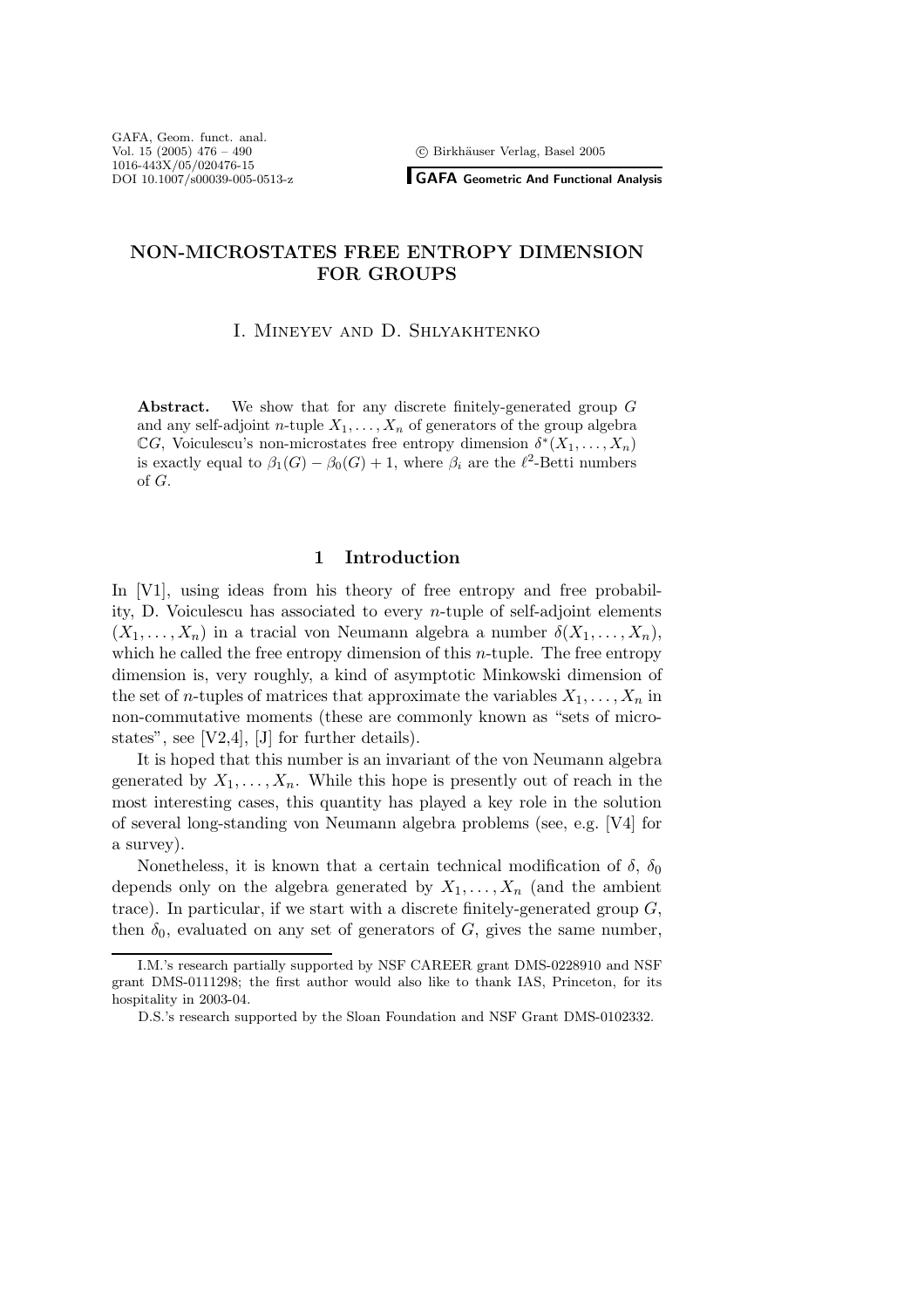# NON-MICROSTATES FREE ENTROPY DIMENSION FOR GROUPS

I. Mineyev and D. Shlyakhtenko

**Abstract.** We show that for any discrete finitely-generated group $G$ and any self-adjoint $n$-tuple $X_1, \dots, X_n$ of generators of the group algebra $\mathbb{C}G$, Voiculescu's non-microstates free entropy dimension $\delta^*(X_1, \dots, X_n)$ is exactly equal to $\beta_1(G) - \beta_0(G) + 1$, where $\beta_i$ are the $\ell^2$-Betti numbers of $G$.

## 1 Introduction

In [V1], using ideas from his theory of free entropy and free probability, D. Voiculescu has associated to every $n$-tuple of self-adjoint elements $(X_1, \dots, X_n)$ in a tracial von Neumann algebra a number $\delta(X_1, \dots, X_n)$, which he called the free entropy dimension of this $n$-tuple. The free entropy dimension is, very roughly, a kind of asymptotic Minkowski dimension of the set of $n$-tuples of matrices that approximate the variables $X_1, \dots, X_n$ in non-commutative moments (these are commonly known as "sets of microstates", see [V2,4], [J] for further details).

It is hoped that this number is an invariant of the von Neumann algebra generated by $X_1, \dots, X_n$. While this hope is presently out of reach in the most interesting cases, this quantity has played a key role in the solution of several long-standing von Neumann algebra problems (see, e.g. [V4] for a survey).

Nonetheless, it is known that a certain technical modification of $\delta$, $\delta_0$ depends only on the algebra generated by $X_1, \dots, X_n$ (and the ambient trace). In particular, if we start with a discrete finitely-generated group $G$, then $\delta_0$, evaluated on any set of generators of $G$, gives the same number,

I.M.'s research partially supported by NSF CAREER grant DMS-0228910 and NSF grant DMS-0111298; the first author would also like to thank IAS, Princeton, for its hospitality in 2003-04.

D.S.'s research supported by the Sloan Foundation and NSF Grant DMS-0102332.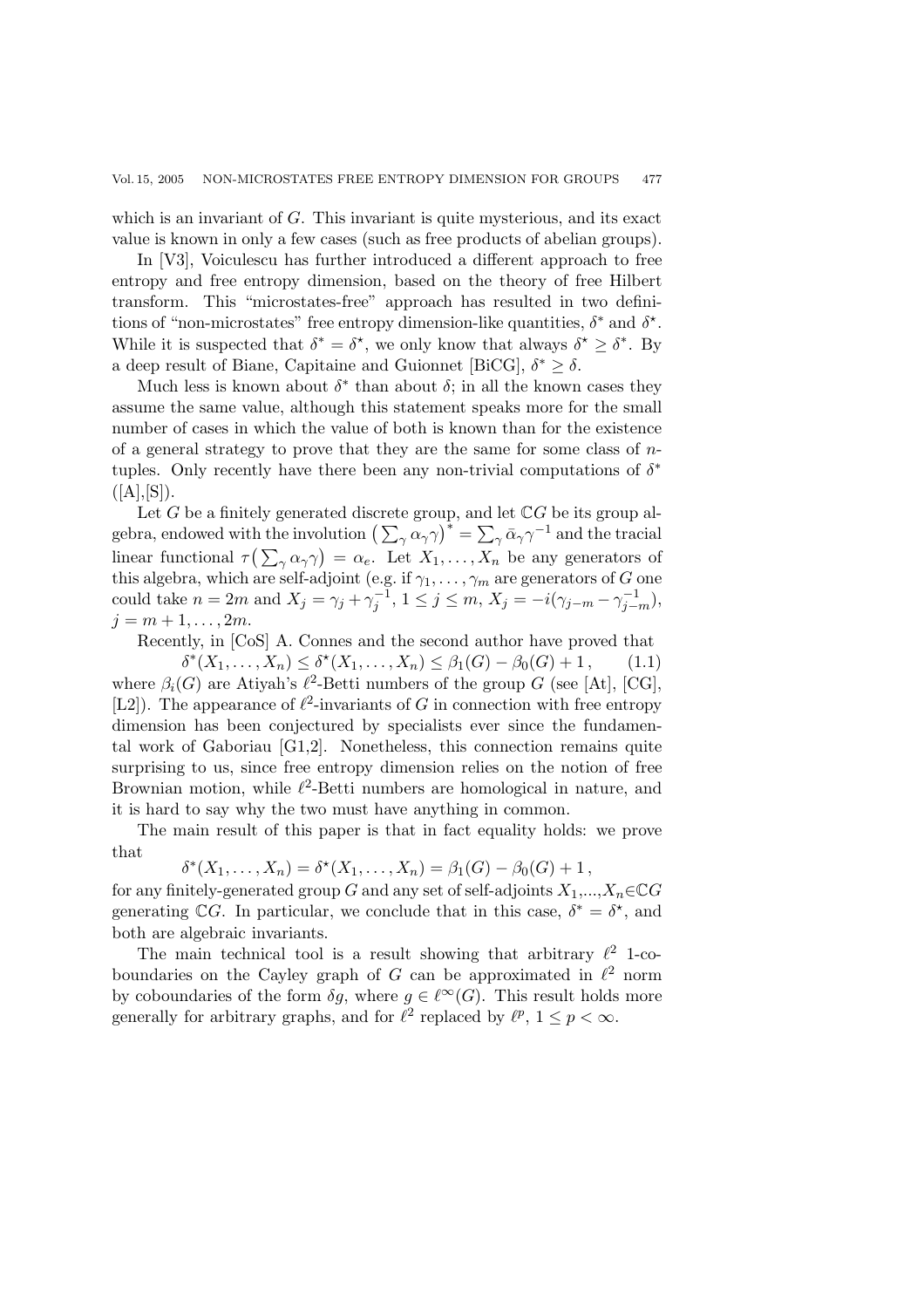which is an invariant of $G$. This invariant is quite mysterious, and its exact value is known in only a few cases (such as free products of abelian groups).

In [V3], Voiculescu has further introduced a different approach to free entropy and free entropy dimension, based on the theory of free Hilbert transform. This "microstates-free" approach has resulted in two definitions of "non-microstates" free entropy dimension-like quantities, $\delta^*$ and $\delta^\star$. While it is suspected that $\delta^* = \delta^\star$, we only know that always $\delta^\star \geq \delta^*$. By a deep result of Biane, Capitaine and Guionnet [BiCG], $\delta^* \geq \delta$.

Much less is known about $\delta^*$ than about $\delta$; in all the known cases they assume the same value, although this statement speaks more for the small number of cases in which the value of both is known than for the existence of a general strategy to prove that they are the same for some class of $n$-tuples. Only recently have there been any non-trivial computations of $\delta^*$ ([A],[S]).

Let $G$ be a finitely generated discrete group, and let $\mathbb{C}G$ be its group algebra, endowed with the involution $\left(\sum_\gamma \alpha_\gamma \gamma\right)^* = \sum_\gamma \bar{\alpha}_\gamma \gamma^{-1}$ and the tracial linear functional $\tau\left(\sum_\gamma \alpha_\gamma \gamma\right) = \alpha_e$. Let $X_1, \dots, X_n$ be any generators of this algebra, which are self-adjoint (e.g. if $\gamma_1, \dots, \gamma_m$ are generators of $G$ one could take $n = 2m$ and $X_j = \gamma_j + \gamma_j^{-1}$, $1 \leq j \leq m$, $X_j = -i(\gamma_{j-m} - \gamma_{j-m}^{-1})$, $j = m+1, \dots, 2m$.

Recently, in [CoS] A. Connes and the second author have proved that

$$\delta^*(X_1, \dots, X_n) \leq \delta^\star(X_1, \dots, X_n) \leq \beta_1(G) - \beta_0(G) + 1, \tag{1.1}$$

where $\beta_i(G)$ are Atiyah's $\ell^2$-Betti numbers of the group $G$ (see [At], [CG], [L2]). The appearance of $\ell^2$-invariants of $G$ in connection with free entropy dimension has been conjectured by specialists ever since the fundamental work of Gaboriau [G1,2]. Nonetheless, this connection remains quite surprising to us, since free entropy dimension relies on the notion of free Brownian motion, while $\ell^2$-Betti numbers are homological in nature, and it is hard to say why the two must have anything in common.

The main result of this paper is that in fact equality holds: we prove that

$$\delta^*(X_1, \dots, X_n) = \delta^\star(X_1, \dots, X_n) = \beta_1(G) - \beta_0(G) + 1,$$

for any finitely-generated group $G$ and any set of self-adjoints $X_1, \dots, X_n \in \mathbb{C}G$ generating $\mathbb{C}G$. In particular, we conclude that in this case, $\delta^* = \delta^\star$, and both are algebraic invariants.

The main technical tool is a result showing that arbitrary $\ell^2$ 1-coboundaries on the Cayley graph of $G$ can be approximated in $\ell^2$ norm by coboundaries of the form $\delta g$, where $g \in \ell^\infty(G)$. This result holds more generally for arbitrary graphs, and for $\ell^2$ replaced by $\ell^p$, $1 \leq p < \infty$.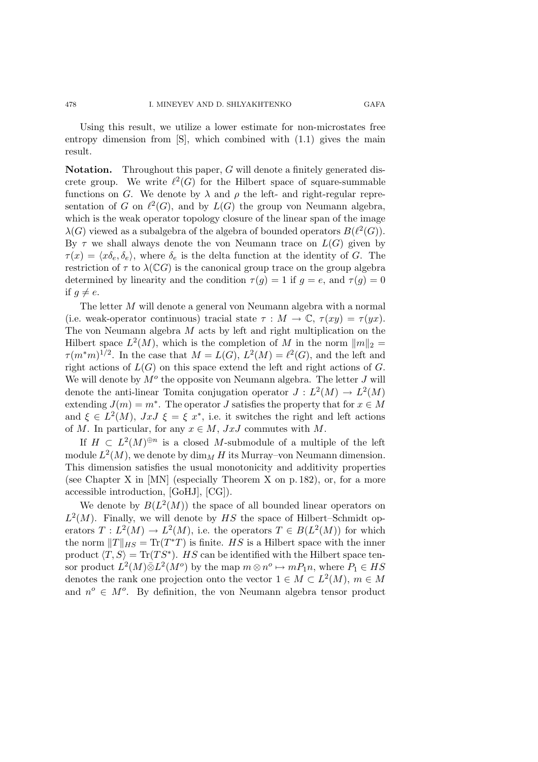Using this result, we utilize a lower estimate for non-microstates free entropy dimension from [S], which combined with (1.1) gives the main result.

**Notation.** Throughout this paper, $G$ will denote a finitely generated discrete group. We write $\ell^2(G)$ for the Hilbert space of square-summable functions on $G$. We denote by $\lambda$ and $\rho$ the left- and right-regular representation of $G$ on $\ell^2(G)$, and by $L(G)$ the group von Neumann algebra, which is the weak operator topology closure of the linear span of the image $\lambda(G)$ viewed as a subalgebra of the algebra of bounded operators $B(\ell^2(G))$. By $\tau$ we shall always denote the von Neumann trace on $L(G)$ given by $\tau(x) = \langle x\delta_e, \delta_e \rangle$, where $\delta_e$ is the delta function at the identity of $G$. The restriction of $\tau$ to $\lambda(\mathbb{C}G)$ is the canonical group trace on the group algebra determined by linearity and the condition $\tau(g) = 1$ if $g = e$, and $\tau(g) = 0$ if $g \neq e$.

The letter $M$ will denote a general von Neumann algebra with a normal (i.e. weak-operator continuous) tracial state $\tau : M \to \mathbb{C}$, $\tau(xy) = \tau(yx)$. The von Neumann algebra $M$ acts by left and right multiplication on the Hilbert space $L^2(M)$, which is the completion of $M$ in the norm $\|m\|_2 = \tau(m^*m)^{1/2}$. In the case that $M = L(G)$, $L^2(M) = \ell^2(G)$, and the left and right actions of $L(G)$ on this space extend the left and right actions of $G$. We will denote by $M^o$ the opposite von Neumann algebra. The letter $J$ will denote the anti-linear Tomita conjugation operator $J : L^2(M) \to L^2(M)$ extending $J(m) = m^*$. The operator $J$ satisfies the property that for $x \in M$ and $\xi \in L^2(M)$, $JxJ\ \xi = \xi\ x^*$, i.e. it switches the right and left actions of $M$. In particular, for any $x \in M$, $JxJ$ commutes with $M$.

If $H \subset L^2(M)^{\oplus n}$ is a closed $M$-submodule of a multiple of the left module $L^2(M)$, we denote by $\dim_M H$ its Murray–von Neumann dimension. This dimension satisfies the usual monotonicity and additivity properties (see Chapter X in [MN] (especially Theorem X on p. 182), or, for a more accessible introduction, [GoHJ], [CG]).

We denote by $B(L^2(M))$ the space of all bounded linear operators on $L^2(M)$. Finally, we will denote by $HS$ the space of Hilbert–Schmidt operators $T : L^2(M) \to L^2(M)$, i.e. the operators $T \in B(L^2(M))$ for which the norm $\|T\|_{HS} = \mathrm{Tr}(T^*T)$ is finite. $HS$ is a Hilbert space with the inner product $\langle T, S \rangle = \mathrm{Tr}(TS^*)$. $HS$ can be identified with the Hilbert space tensor product $L^2(M)\bar{\otimes}L^2(M^o)$ by the map $m \otimes n^o \mapsto mP_1n$, where $P_1 \in HS$ denotes the rank one projection onto the vector $1 \in M \subset L^2(M)$, $m \in M$ and $n^o \in M^o$. By definition, the von Neumann algebra tensor product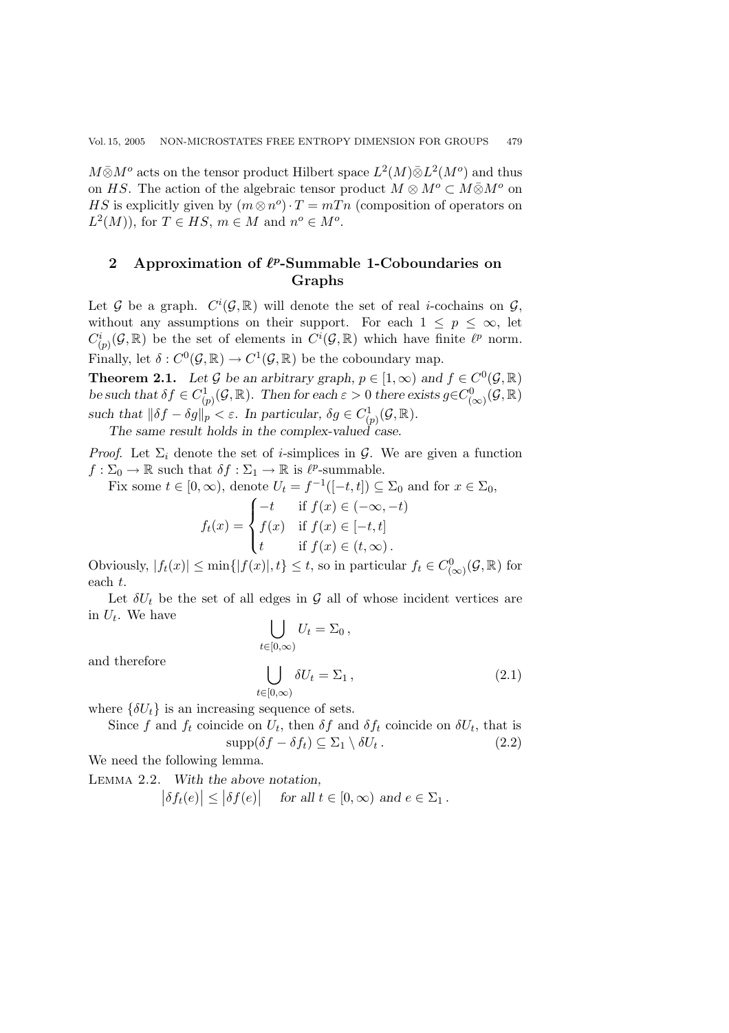$M\bar{\otimes}M^o$ acts on the tensor product Hilbert space $L^2(M)\bar{\otimes}L^2(M^o)$ and thus on $HS$. The action of the algebraic tensor product $M \otimes M^o \subset M\bar{\otimes}M^o$ on $HS$ is explicitly given by $(m \otimes n^o) \cdot T = mTn$ (composition of operators on $L^2(M)$), for $T \in HS$, $m \in M$ and $n^o \in M^o$.

## 2 Approximation of $\ell^p$-Summable 1-Coboundaries on Graphs

Let $\mathcal{G}$ be a graph. $C^i(\mathcal{G}, \mathbb{R})$ will denote the set of real $i$-cochains on $\mathcal{G}$, without any assumptions on their support. For each $1 \le p \le \infty$, let $C^i_{(p)}(\mathcal{G}, \mathbb{R})$ be the set of elements in $C^i(\mathcal{G}, \mathbb{R})$ which have finite $\ell^p$ norm. Finally, let $\delta : C^0(\mathcal{G}, \mathbb{R}) \to C^1(\mathcal{G}, \mathbb{R})$ be the coboundary map.

**Theorem 2.1.** *Let $\mathcal{G}$ be an arbitrary graph, $p \in [1, \infty)$ and $f \in C^0(\mathcal{G}, \mathbb{R})$ be such that $\delta f \in C^1_{(p)}(\mathcal{G}, \mathbb{R})$. Then for each $\varepsilon > 0$ there exists $g \in C^0_{(\infty)}(\mathcal{G}, \mathbb{R})$ such that $\|\delta f - \delta g\|_p < \varepsilon$. In particular, $\delta g \in C^1_{(p)}(\mathcal{G}, \mathbb{R})$.*

*The same result holds in the complex-valued case.*

*Proof.* Let $\Sigma_i$ denote the set of $i$-simplices in $\mathcal{G}$. We are given a function $f : \Sigma_0 \to \mathbb{R}$ such that $\delta f : \Sigma_1 \to \mathbb{R}$ is $\ell^p$-summable.

Fix some $t \in [0, \infty)$, denote $U_t = f^{-1}([-t, t]) \subseteq \Sigma_0$ and for $x \in \Sigma_0$,

$$f_t(x) = \begin{cases} -t & \text{if } f(x) \in (-\infty, -t) \\ f(x) & \text{if } f(x) \in [-t, t] \\ t & \text{if } f(x) \in (t, \infty)\,. \end{cases}$$

Obviously, $|f_t(x)| \le \min\{|f(x)|, t\} \le t$, so in particular $f_t \in C^0_{(\infty)}(\mathcal{G}, \mathbb{R})$ for each $t$.

Let $\delta U_t$ be the set of all edges in $\mathcal{G}$ all of whose incident vertices are in $U_t$. We have

$$\bigcup_{t \in [0,\infty)} U_t = \Sigma_0\,,$$

and therefore

$$\bigcup_{t \in [0,\infty)} \delta U_t = \Sigma_1\,, \tag{2.1}$$

where $\{\delta U_t\}$ is an increasing sequence of sets.

Since $f$ and $f_t$ coincide on $U_t$, then $\delta f$ and $\delta f_t$ coincide on $\delta U_t$, that is

$$\operatorname{supp}(\delta f - \delta f_t) \subseteq \Sigma_1 \setminus \delta U_t\,. \tag{2.2}$$

We need the following lemma.

Lemma 2.2. *With the above notation,*

$$\big|\delta f_t(e)\big| \le \big|\delta f(e)\big| \quad \textit{for all } t \in [0, \infty) \textit{ and } e \in \Sigma_1\,.$$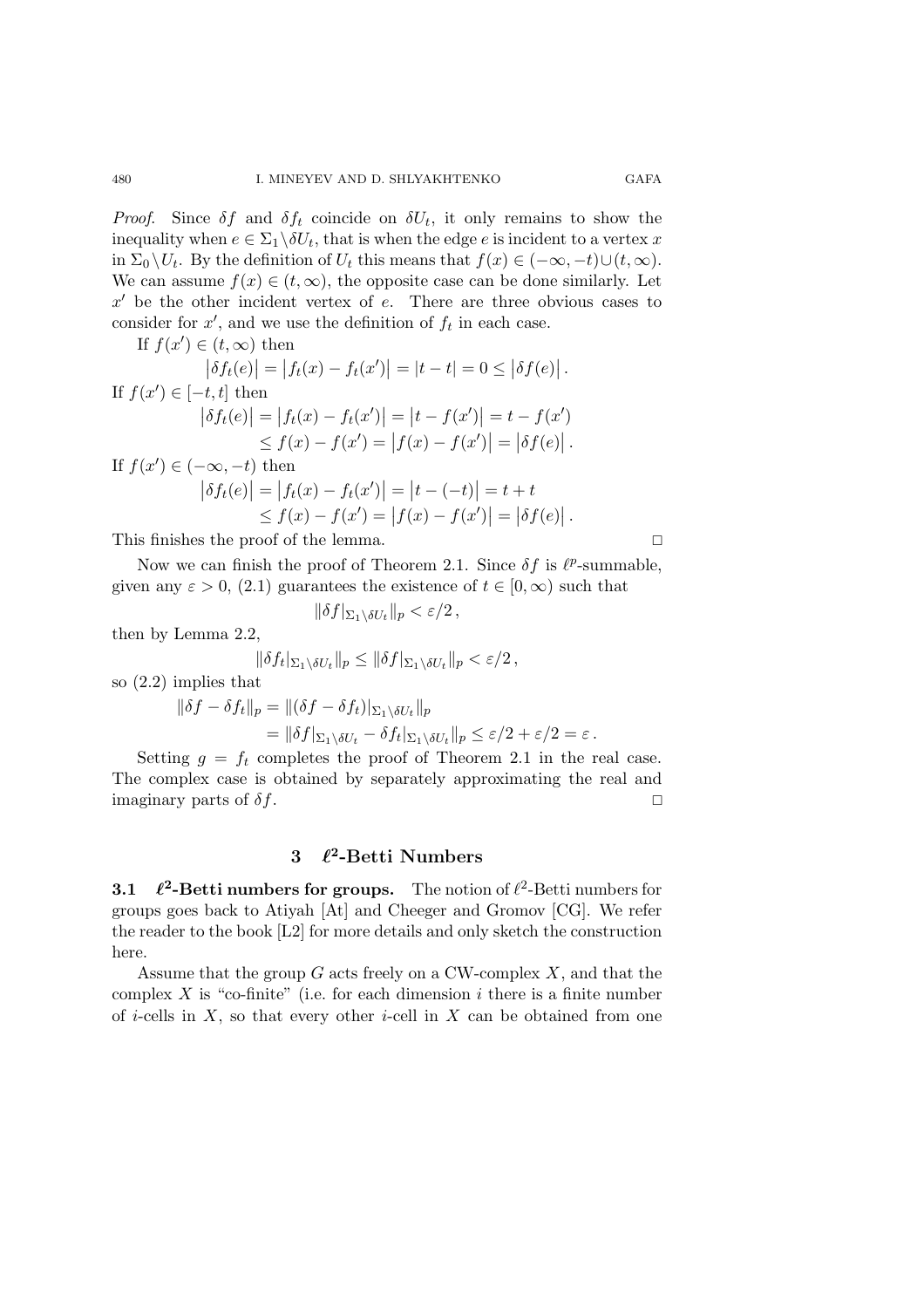*Proof.* Since $\delta f$ and $\delta f_t$ coincide on $\delta U_t$, it only remains to show the inequality when $e \in \Sigma_1 \backslash \delta U_t$, that is when the edge $e$ is incident to a vertex $x$ in $\Sigma_0 \backslash U_t$. By the definition of $U_t$ this means that $f(x) \in (-\infty, -t) \cup (t, \infty)$. We can assume $f(x) \in (t, \infty)$, the opposite case can be done similarly. Let $x'$ be the other incident vertex of $e$. There are three obvious cases to consider for $x'$, and we use the definition of $f_t$ in each case.

If $f(x') \in (t, \infty)$ then

$$\big|\delta f_t(e)\big| = \big|f_t(x) - f_t(x')\big| = |t - t| = 0 \leq \big|\delta f(e)\big| .$$

If $f(x') \in [-t, t]$ then

$$\begin{aligned} \big|\delta f_t(e)\big| &= \big|f_t(x) - f_t(x')\big| = \big|t - f(x')\big| = t - f(x') \\ &\leq f(x) - f(x') = \big|f(x) - f(x')\big| = \big|\delta f(e)\big| . \end{aligned}$$

If $f(x') \in (-\infty, -t)$ then

$$\begin{aligned} \big|\delta f_t(e)\big| &= \big|f_t(x) - f_t(x')\big| = \big|t - (-t)\big| = t + t \\ &\leq f(x) - f(x') = \big|f(x) - f(x')\big| = \big|\delta f(e)\big| . \end{aligned}$$

This finishes the proof of the lemma. □

Now we can finish the proof of Theorem 2.1. Since $\delta f$ is $\ell^p$-summable, given any $\varepsilon > 0$, (2.1) guarantees the existence of $t \in [0, \infty)$ such that

$$\|\delta f|_{\Sigma_1 \backslash \delta U_t}\|_p < \varepsilon/2 ,$$

then by Lemma 2.2,

$$\|\delta f_t|_{\Sigma_1 \backslash \delta U_t}\|_p \leq \|\delta f|_{\Sigma_1 \backslash \delta U_t}\|_p < \varepsilon/2 ,$$

so (2.2) implies that

$$\begin{aligned} \|\delta f - \delta f_t\|_p &= \|(\delta f - \delta f_t)|_{\Sigma_1 \backslash \delta U_t}\|_p \\ &= \|\delta f|_{\Sigma_1 \backslash \delta U_t} - \delta f_t|_{\Sigma_1 \backslash \delta U_t}\|_p \leq \varepsilon/2 + \varepsilon/2 = \varepsilon . \end{aligned}$$

Setting $g = f_t$ completes the proof of Theorem 2.1 in the real case. The complex case is obtained by separately approximating the real and imaginary parts of $\delta f$. □

## 3 $\ell^2$-Betti Numbers

**3.1 $\ell^2$-Betti numbers for groups.** The notion of $\ell^2$-Betti numbers for groups goes back to Atiyah [At] and Cheeger and Gromov [CG]. We refer the reader to the book [L2] for more details and only sketch the construction here.

Assume that the group $G$ acts freely on a CW-complex $X$, and that the complex $X$ is "co-finite" (i.e. for each dimension $i$ there is a finite number of $i$-cells in $X$, so that every other $i$-cell in $X$ can be obtained from one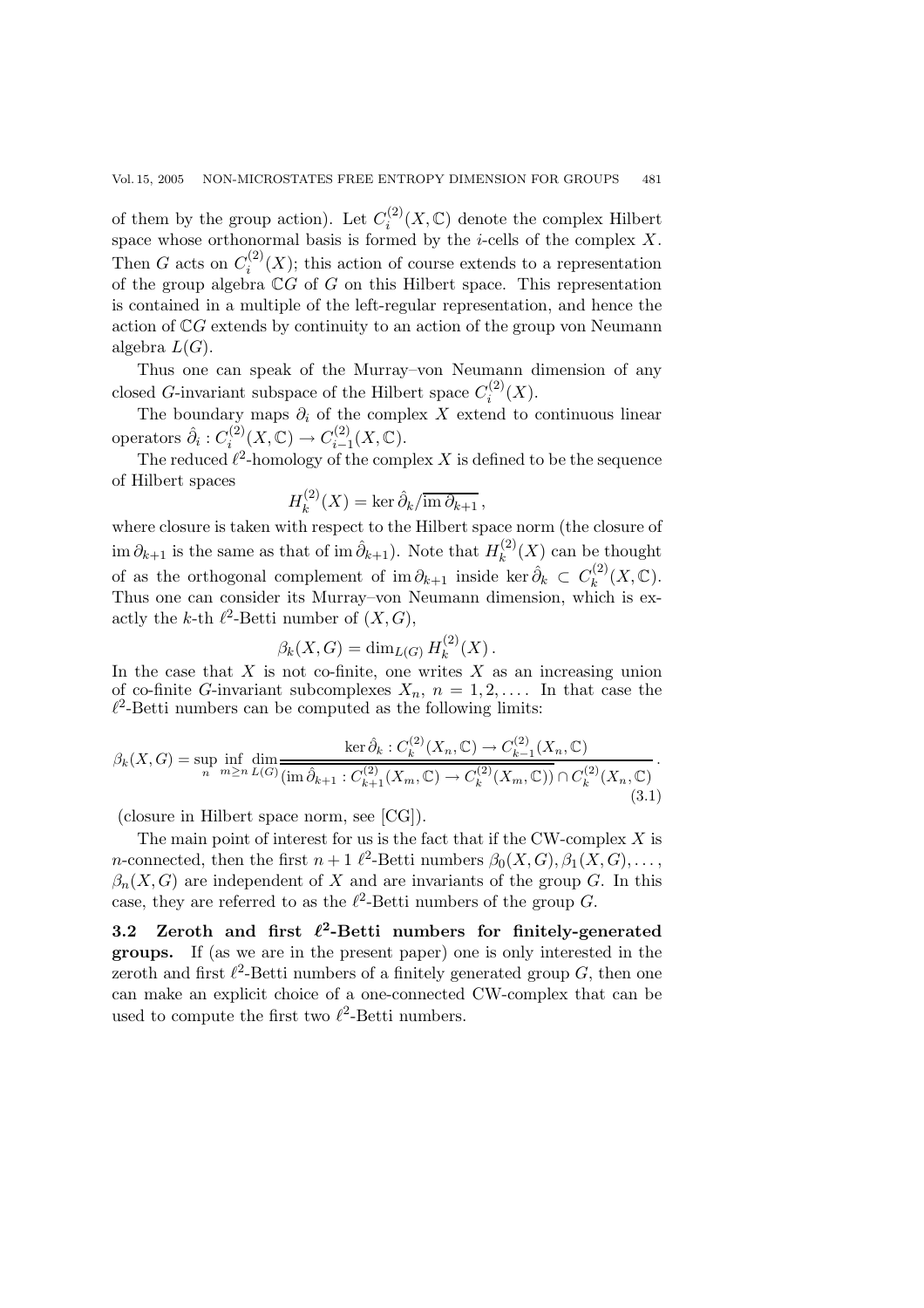of them by the group action). Let $C_i^{(2)}(X, \mathbb{C})$ denote the complex Hilbert space whose orthonormal basis is formed by the $i$-cells of the complex $X$. Then $G$ acts on $C_i^{(2)}(X)$; this action of course extends to a representation of the group algebra $\mathbb{C}G$ of $G$ on this Hilbert space. This representation is contained in a multiple of the left-regular representation, and hence the action of $\mathbb{C}G$ extends by continuity to an action of the group von Neumann algebra $L(G)$.

Thus one can speak of the Murray–von Neumann dimension of any closed $G$-invariant subspace of the Hilbert space $C_i^{(2)}(X)$.

The boundary maps $\partial_i$ of the complex $X$ extend to continuous linear operators $\hat{\partial}_i : C_i^{(2)}(X, \mathbb{C}) \to C_{i-1}^{(2)}(X, \mathbb{C})$.

The reduced $\ell^2$-homology of the complex $X$ is defined to be the sequence of Hilbert spaces

$$H_k^{(2)}(X) = \ker \hat{\partial}_k / \overline{\operatorname{im} \partial_{k+1}}\,,$$

where closure is taken with respect to the Hilbert space norm (the closure of $\operatorname{im} \partial_{k+1}$ is the same as that of $\operatorname{im} \hat{\partial}_{k+1}$). Note that $H_k^{(2)}(X)$ can be thought of as the orthogonal complement of $\operatorname{im} \partial_{k+1}$ inside $\ker \hat{\partial}_k \subset C_k^{(2)}(X, \mathbb{C})$. Thus one can consider its Murray–von Neumann dimension, which is exactly the $k$-th $\ell^2$-Betti number of $(X, G)$,

$$\beta_k(X, G) = \dim_{L(G)} H_k^{(2)}(X)\,.$$

In the case that $X$ is not co-finite, one writes $X$ as an increasing union of co-finite $G$-invariant subcomplexes $X_n$, $n = 1, 2, \ldots$. In that case the $\ell^2$-Betti numbers can be computed as the following limits:

$$\beta_k(X, G) = \sup_n \inf_{m \geq n} \dim_{L(G)} \frac{\ker \hat{\partial}_k : C_k^{(2)}(X_n, \mathbb{C}) \to C_{k-1}^{(2)}(X_n, \mathbb{C})}{\overline{(\operatorname{im} \hat{\partial}_{k+1} : C_{k+1}^{(2)}(X_m, \mathbb{C}) \to C_k^{(2)}(X_m, \mathbb{C}))} \cap C_k^{(2)}(X_n, \mathbb{C})}\,. \tag{3.1}$$

(closure in Hilbert space norm, see [CG]).

The main point of interest for us is the fact that if the CW-complex $X$ is $n$-connected, then the first $n+1$ $\ell^2$-Betti numbers $\beta_0(X, G), \beta_1(X, G), \ldots, \beta_n(X, G)$ are independent of $X$ and are invariants of the group $G$. In this case, they are referred to as the $\ell^2$-Betti numbers of the group $G$.

**3.2 Zeroth and first $\ell^2$-Betti numbers for finitely-generated groups.** If (as we are in the present paper) one is only interested in the zeroth and first $\ell^2$-Betti numbers of a finitely generated group $G$, then one can make an explicit choice of a one-connected CW-complex that can be used to compute the first two $\ell^2$-Betti numbers.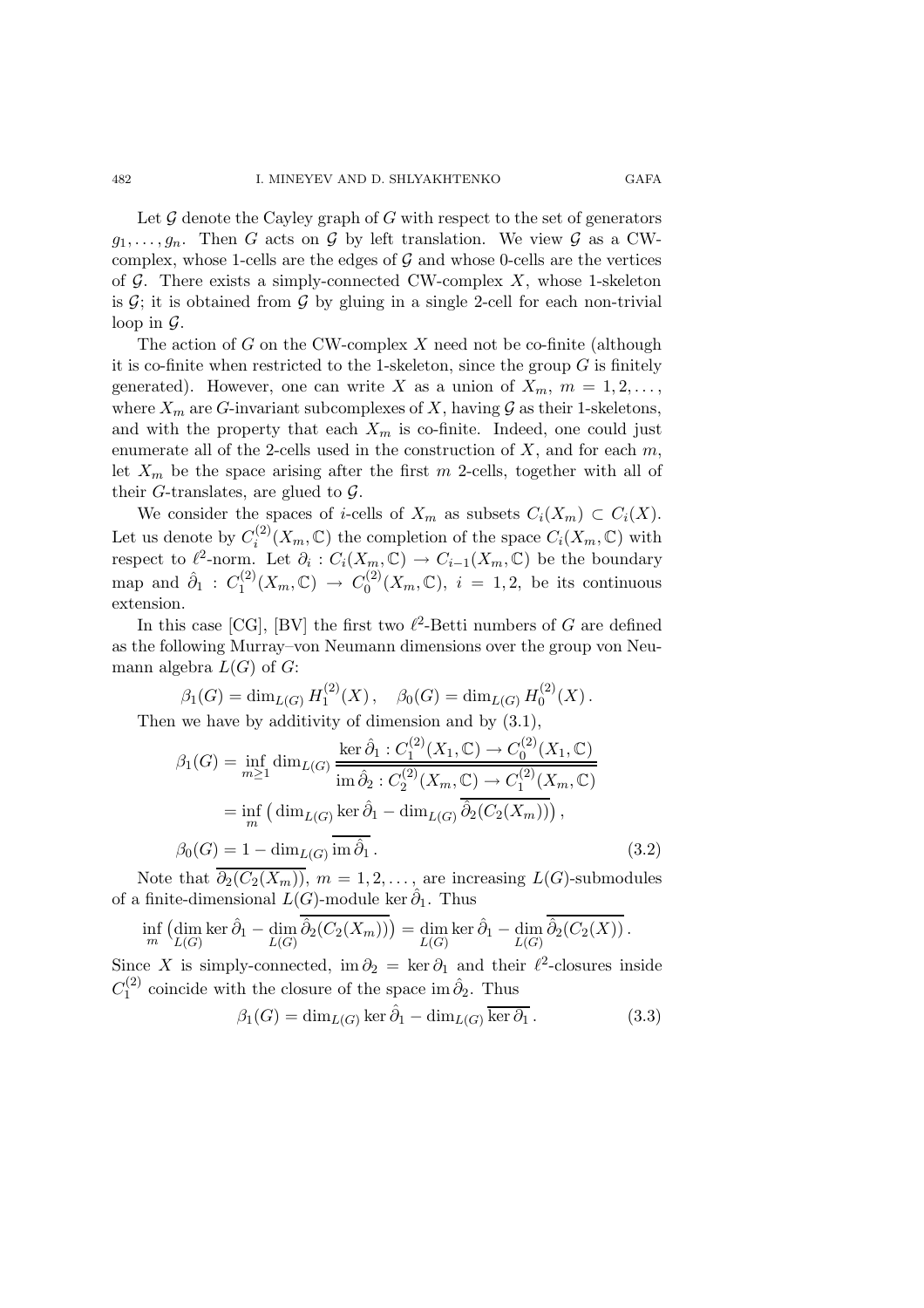Let $\mathcal{G}$ denote the Cayley graph of $G$ with respect to the set of generators $g_1, \dots, g_n$. Then $G$ acts on $\mathcal{G}$ by left translation. We view $\mathcal{G}$ as a CW-complex, whose 1-cells are the edges of $\mathcal{G}$ and whose 0-cells are the vertices of $\mathcal{G}$. There exists a simply-connected CW-complex $X$, whose 1-skeleton is $\mathcal{G}$; it is obtained from $\mathcal{G}$ by gluing in a single 2-cell for each non-trivial loop in $\mathcal{G}$.

The action of $G$ on the CW-complex $X$ need not be co-finite (although it is co-finite when restricted to the 1-skeleton, since the group $G$ is finitely generated). However, one can write $X$ as a union of $X_m$, $m = 1, 2, \dots$, where $X_m$ are $G$-invariant subcomplexes of $X$, having $\mathcal{G}$ as their 1-skeletons, and with the property that each $X_m$ is co-finite. Indeed, one could just enumerate all of the 2-cells used in the construction of $X$, and for each $m$, let $X_m$ be the space arising after the first $m$ 2-cells, together with all of their $G$-translates, are glued to $\mathcal{G}$.

We consider the spaces of $i$-cells of $X_m$ as subsets $C_i(X_m) \subset C_i(X)$. Let us denote by $C_i^{(2)}(X_m, \mathbb{C})$ the completion of the space $C_i(X_m, \mathbb{C})$ with respect to $\ell^2$-norm. Let $\partial_i : C_i(X_m, \mathbb{C}) \to C_{i-1}(X_m, \mathbb{C})$ be the boundary map and $\hat{\partial}_1 : C_1^{(2)}(X_m, \mathbb{C}) \to C_0^{(2)}(X_m, \mathbb{C})$, $i = 1, 2$, be its continuous extension.

In this case [CG], [BV] the first two $\ell^2$-Betti numbers of $G$ are defined as the following Murray–von Neumann dimensions over the group von Neumann algebra $L(G)$ of $G$:

$$\beta_1(G) = \dim_{L(G)} H_1^{(2)}(X), \quad \beta_0(G) = \dim_{L(G)} H_0^{(2)}(X).$$

Then we have by additivity of dimension and by (3.1),

$$\begin{aligned}
\beta_1(G) &= \inf_{m \geq 1} \dim_{L(G)} \frac{\ker \hat{\partial}_1 : C_1^{(2)}(X_1, \mathbb{C}) \to C_0^{(2)}(X_1, \mathbb{C})}{\overline{\operatorname{im} \hat{\partial}_2 : C_2^{(2)}(X_m, \mathbb{C}) \to C_1^{(2)}(X_m, \mathbb{C})}} \\
&= \inf_m \left( \dim_{L(G)} \ker \hat{\partial}_1 - \dim_{L(G)} \overline{\hat{\partial}_2(C_2(X_m))} \right), \\
\beta_0(G) &= 1 - \dim_{L(G)} \overline{\operatorname{im} \hat{\partial}_1}. 
\end{aligned} \tag{3.2}$$

Note that $\overline{\partial_2(C_2(X_m))}$, $m = 1, 2, \dots$, are increasing $L(G)$-submodules of a finite-dimensional $L(G)$-module $\ker \hat{\partial}_1$. Thus

$$\inf_m \left( \dim_{L(G)} \ker \hat{\partial}_1 - \dim_{L(G)} \overline{\hat{\partial}_2(C_2(X_m))} \right) = \dim_{L(G)} \ker \hat{\partial}_1 - \dim_{L(G)} \overline{\hat{\partial}_2(C_2(X))}.$$

Since $X$ is simply-connected, $\operatorname{im} \partial_2 = \ker \partial_1$ and their $\ell^2$-closures inside $C_1^{(2)}$ coincide with the closure of the space $\operatorname{im} \hat{\partial}_2$. Thus

$$\beta_1(G) = \dim_{L(G)} \ker \hat{\partial}_1 - \dim_{L(G)} \overline{\ker \partial_1}. \tag{3.3}$$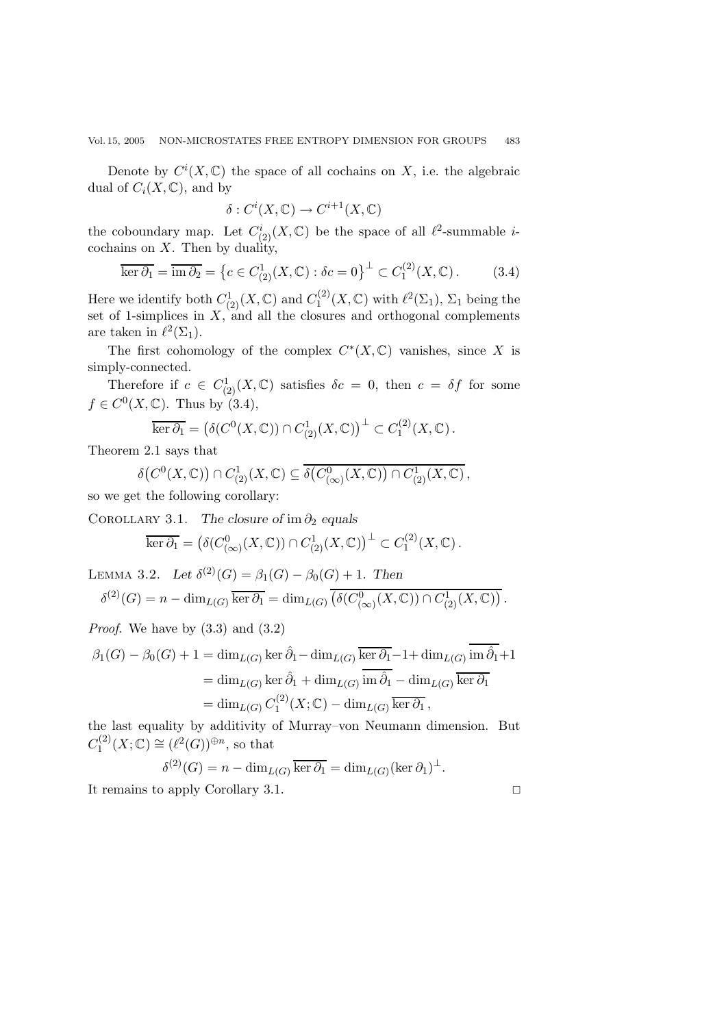Denote by $C^i(X,\mathbb{C})$ the space of all cochains on $X$, i.e. the algebraic dual of $C_i(X,\mathbb{C})$, and by

$$\delta : C^i(X,\mathbb{C}) \to C^{i+1}(X,\mathbb{C})$$

the coboundary map. Let $C^i_{(2)}(X,\mathbb{C})$ be the space of all $\ell^2$-summable $i$-cochains on $X$. Then by duality,

$$\overline{\ker \partial_1} = \overline{\operatorname{im} \partial_2} = \left\{ c \in C^1_{(2)}(X,\mathbb{C}) : \delta c = 0 \right\}^{\perp} \subset C_1^{(2)}(X,\mathbb{C})\,. \tag{3.4}$$

Here we identify both $C^1_{(2)}(X,\mathbb{C})$ and $C_1^{(2)}(X,\mathbb{C})$ with $\ell^2(\Sigma_1)$, $\Sigma_1$ being the set of 1-simplices in $X$, and all the closures and orthogonal complements are taken in $\ell^2(\Sigma_1)$.

The first cohomology of the complex $C^*(X,\mathbb{C})$ vanishes, since $X$ is simply-connected.

Therefore if $c \in C^1_{(2)}(X,\mathbb{C})$ satisfies $\delta c = 0$, then $c = \delta f$ for some $f \in C^0(X,\mathbb{C})$. Thus by (3.4),

$$\overline{\ker \partial_1} = \left(\delta(C^0(X,\mathbb{C})) \cap C^1_{(2)}(X,\mathbb{C})\right)^{\perp} \subset C_1^{(2)}(X,\mathbb{C})\,.$$

Theorem 2.1 says that

$$\delta\big(C^0(X,\mathbb{C})\big) \cap C^1_{(2)}(X,\mathbb{C}) \subseteq \overline{\delta\big(C^0_{(\infty)}(X,\mathbb{C})\big) \cap C^1_{(2)}(X,\mathbb{C})}\,,$$

so we get the following corollary:

Corollary 3.1. *The closure of* $\operatorname{im} \partial_2$ *equals*

$$\overline{\ker \partial_1} = \left(\delta(C^0_{(\infty)}(X,\mathbb{C})) \cap C^1_{(2)}(X,\mathbb{C})\right)^{\perp} \subset C_1^{(2)}(X,\mathbb{C})\,.$$

Lemma 3.2. *Let* $\delta^{(2)}(G) = \beta_1(G) - \beta_0(G) + 1$. *Then*

$$\delta^{(2)}(G) = n - \dim_{L(G)} \overline{\ker \partial_1} = \dim_{L(G)} \overline{\left(\delta(C^0_{(\infty)}(X,\mathbb{C})) \cap C^1_{(2)}(X,\mathbb{C})\right)}\,.$$

*Proof.* We have by (3.3) and (3.2)

$$\begin{aligned}
\beta_1(G) - \beta_0(G) + 1 &= \dim_{L(G)} \ker \hat{\partial}_1 - \dim_{L(G)} \overline{\ker \partial_1} - 1 + \dim_{L(G)} \overline{\operatorname{im} \hat{\partial}_1} + 1 \\
&= \dim_{L(G)} \ker \hat{\partial}_1 + \dim_{L(G)} \overline{\operatorname{im} \hat{\partial}_1} - \dim_{L(G)} \overline{\ker \partial_1} \\
&= \dim_{L(G)} C_1^{(2)}(X;\mathbb{C}) - \dim_{L(G)} \overline{\ker \partial_1}\,,
\end{aligned}$$

the last equality by additivity of Murray–von Neumann dimension. But $C_1^{(2)}(X;\mathbb{C}) \cong (\ell^2(G))^{\oplus n}$, so that

$$\delta^{(2)}(G) = n - \dim_{L(G)} \overline{\ker \partial_1} = \dim_{L(G)} (\ker \partial_1)^{\perp}.$$

It remains to apply Corollary 3.1. $\square$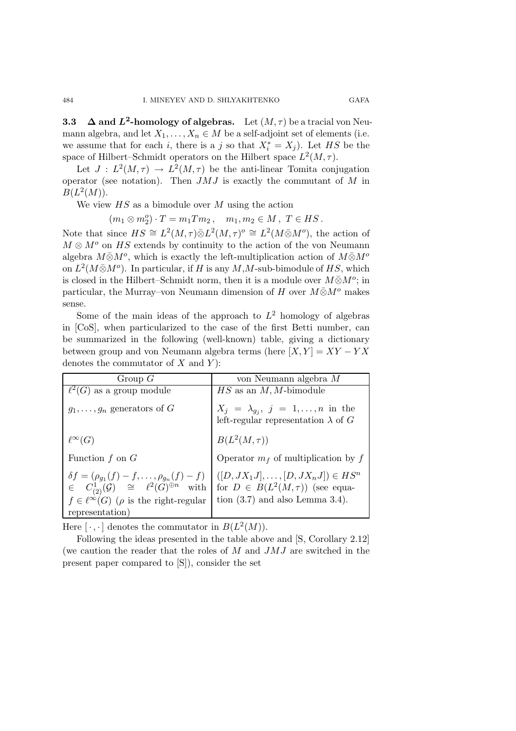### 3.3 $\Delta$ and $L^2$-homology of algebras.

Let $(M,\tau)$ be a tracial von Neumann algebra, and let $X_1,\dots,X_n \in M$ be a self-adjoint set of elements (i.e. we assume that for each $i$, there is a $j$ so that $X_i^* = X_j$). Let $HS$ be the space of Hilbert–Schmidt operators on the Hilbert space $L^2(M,\tau)$.

Let $J : L^2(M,\tau) \to L^2(M,\tau)$ be the anti-linear Tomita conjugation operator (see notation). Then $JMJ$ is exactly the commutant of $M$ in $B(L^2(M))$.

We view $HS$ as a bimodule over $M$ using the action

$$(m_1 \otimes m_2^o) \cdot T = m_1 T m_2 \,, \quad m_1, m_2 \in M \,,\ T \in HS \,.$$

Note that since $HS \cong L^2(M,\tau)\bar{\otimes}L^2(M,\tau)^o \cong L^2(M\bar{\otimes}M^o)$, the action of $M \otimes M^o$ on $HS$ extends by continuity to the action of the von Neumann algebra $M\bar{\otimes}M^o$, which is exactly the left-multiplication action of $M\bar{\otimes}M^o$ on $L^2(M\bar{\otimes}M^o)$. In particular, if $H$ is any $M,M$-sub-bimodule of $HS$, which is closed in the Hilbert–Schmidt norm, then it is a module over $M\bar{\otimes}M^o$; in particular, the Murray–von Neumann dimension of $H$ over $M\bar{\otimes}M^o$ makes sense.

Some of the main ideas of the approach to $L^2$ homology of algebras in [CoS], when particularized to the case of the first Betti number, can be summarized in the following (well-known) table, giving a dictionary between group and von Neumann algebra terms (here $[X,Y] = XY - YX$ denotes the commutator of $X$ and $Y$):

| Group $G$ | von Neumann algebra $M$ |
|---|---|
| $\ell^2(G)$ as a group module | $HS$ as an $M,M$-bimodule |
| $g_1,\dots,g_n$ generators of $G$ | $X_j = \lambda_{g_j},\ j = 1,\dots,n$ in the left-regular representation $\lambda$ of $G$ |
| $\ell^\infty(G)$ | $B(L^2(M,\tau))$ |
| Function $f$ on $G$ | Operator $m_f$ of multiplication by $f$ |
| $\delta f = (\rho_{g_1}(f) - f,\dots,\rho_{g_n}(f) - f) \in C^1_{(2)}(\mathcal{G}) \cong \ell^2(G)^{\oplus n}$ with $f \in \ell^\infty(G)$ ($\rho$ is the right-regular representation) | $([D,JX_1J],\dots,[D,JX_nJ]) \in HS^n$ for $D \in B(L^2(M,\tau))$ (see equation (3.7) and also Lemma 3.4). |

Here $[\cdot,\cdot]$ denotes the commutator in $B(L^2(M))$.

Following the ideas presented in the table above and [S, Corollary 2.12] (we caution the reader that the roles of $M$ and $JMJ$ are switched in the present paper compared to [S]), consider the set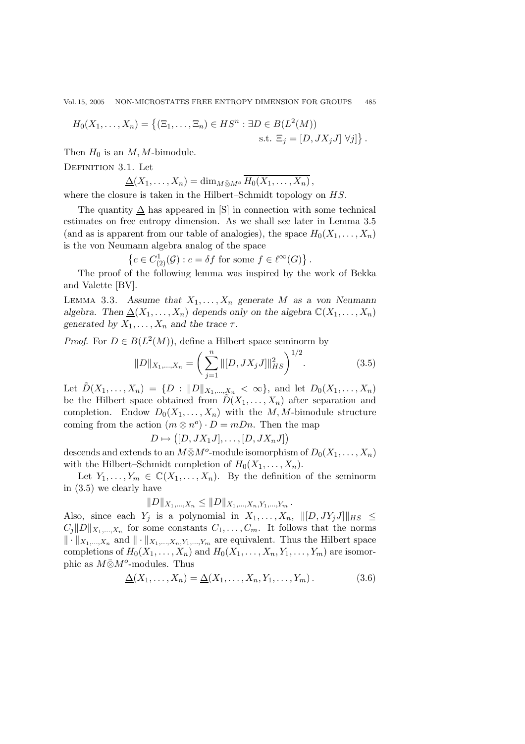$$H_0(X_1, \dots, X_n) = \{(\Xi_1, \dots, \Xi_n) \in HS^n : \exists D \in B(L^2(M)) \text{ s.t. } \Xi_j = [D, JX_jJ] \ \forall j\}.$$

Then $H_0$ is an $M, M$-bimodule.

Definition 3.1. Let

$$\underline{\Delta}(X_1, \dots, X_n) = \dim_{M \bar{\otimes} M^o} \overline{H_0(X_1, \dots, X_n)},$$

where the closure is taken in the Hilbert–Schmidt topology on $HS$.

The quantity $\underline{\Delta}$ has appeared in [S] in connection with some technical estimates on free entropy dimension. As we shall see later in Lemma 3.5 (and as is apparent from our table of analogies), the space $H_0(X_1, \dots, X_n)$ is the von Neumann algebra analog of the space

$$\{c \in C^1_{(2)}(\mathcal{G}) : c = \delta f \text{ for some } f \in \ell^\infty(G)\}.$$

The proof of the following lemma was inspired by the work of Bekka and Valette [BV].

Lemma 3.3. *Assume that $X_1, \dots, X_n$ generate $M$ as a von Neumann algebra. Then $\underline{\Delta}(X_1, \dots, X_n)$ depends only on the algebra $\mathbb{C}(X_1, \dots, X_n)$ generated by $X_1, \dots, X_n$ and the trace $\tau$.*

*Proof.* For $D \in B(L^2(M))$, define a Hilbert space seminorm by

$$\|D\|_{X_1,\dots,X_n} = \left( \sum_{j=1}^n \|[D, JX_jJ]\|^2_{HS} \right)^{1/2}. \tag{3.5}$$

Let $\tilde{D}(X_1, \dots, X_n) = \{D : \|D\|_{X_1,\dots,X_n} < \infty\}$, and let $D_0(X_1, \dots, X_n)$ be the Hilbert space obtained from $\tilde{D}(X_1, \dots, X_n)$ after separation and completion. Endow $D_0(X_1, \dots, X_n)$ with the $M, M$-bimodule structure coming from the action $(m \otimes n^o) \cdot D = mDn$. Then the map

$$D \mapsto ([D, JX_1J], \dots, [D, JX_nJ])$$

descends and extends to an $M \bar{\otimes} M^o$-module isomorphism of $D_0(X_1, \dots, X_n)$ with the Hilbert–Schmidt completion of $H_0(X_1, \dots, X_n)$.

Let $Y_1, \dots, Y_m \in \mathbb{C}(X_1, \dots, X_n)$. By the definition of the seminorm in (3.5) we clearly have

$$\|D\|_{X_1,\dots,X_n} \leq \|D\|_{X_1,\dots,X_n,Y_1,\dots,Y_m}.$$

Also, since each $Y_j$ is a polynomial in $X_1, \dots, X_n$, $\|[D, JY_jJ]\|_{HS} \leq C_j \|D\|_{X_1,\dots,X_n}$ for some constants $C_1, \dots, C_m$. It follows that the norms $\|\cdot\|_{X_1,\dots,X_n}$ and $\|\cdot\|_{X_1,\dots,X_n,Y_1,\dots,Y_m}$ are equivalent. Thus the Hilbert space completions of $H_0(X_1, \dots, X_n)$ and $H_0(X_1, \dots, X_n, Y_1, \dots, Y_m)$ are isomorphic as $M \bar{\otimes} M^o$-modules. Thus

$$\underline{\Delta}(X_1, \dots, X_n) = \underline{\Delta}(X_1, \dots, X_n, Y_1, \dots, Y_m). \tag{3.6}$$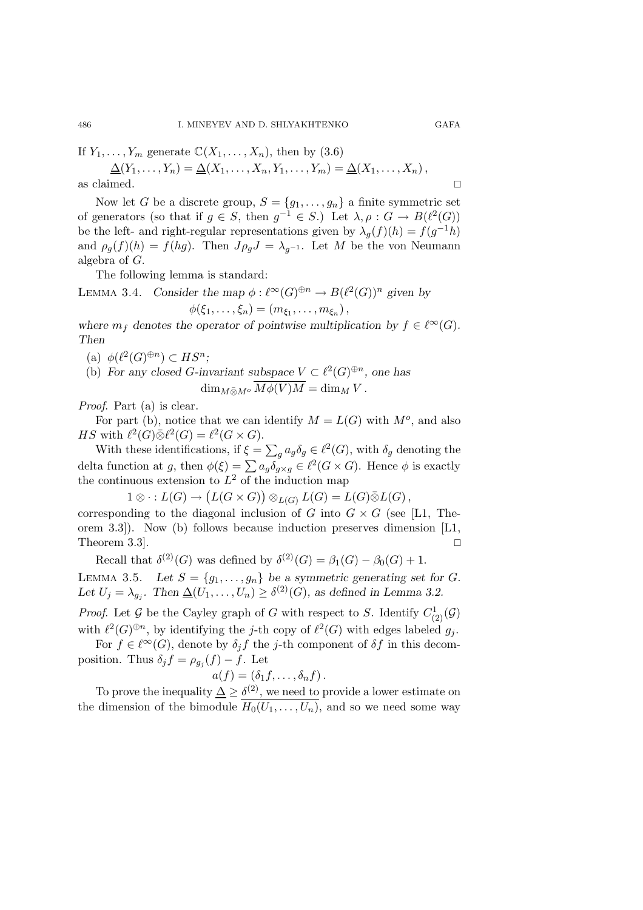If $Y_1, \dots, Y_m$ generate $\mathbb{C}(X_1, \dots, X_n)$, then by (3.6)

$$\underline{\Delta}(Y_1, \dots, Y_n) = \underline{\Delta}(X_1, \dots, X_n, Y_1, \dots, Y_m) = \underline{\Delta}(X_1, \dots, X_n),$$

as claimed. $\square$

Now let $G$ be a discrete group, $S = \{g_1, \dots, g_n\}$ a finite symmetric set of generators (so that if $g \in S$, then $g^{-1} \in S$.) Let $\lambda, \rho : G \to B(\ell^2(G))$ be the left- and right-regular representations given by $\lambda_g(f)(h) = f(g^{-1}h)$ and $\rho_g(f)(h) = f(hg)$. Then $J\rho_g J = \lambda_{g^{-1}}$. Let $M$ be the von Neumann algebra of $G$.

The following lemma is standard:

**Lemma 3.4.** *Consider the map $\phi : \ell^\infty(G)^{\oplus n} \to B(\ell^2(G))^n$ given by*

$$\phi(\xi_1, \dots, \xi_n) = (m_{\xi_1}, \dots, m_{\xi_n}),$$

*where $m_f$ denotes the operator of pointwise multiplication by $f \in \ell^\infty(G)$. Then*

(a) *$\phi(\ell^2(G)^{\oplus n}) \subset HS^n$;*

(b) *For any closed $G$-invariant subspace $V \subset \ell^2(G)^{\oplus n}$, one has*

$$\dim_{M \bar{\otimes} M^o} \overline{M\phi(V)M} = \dim_M V.$$

*Proof.* Part (a) is clear.

For part (b), notice that we can identify $M = L(G)$ with $M^o$, and also $HS$ with $\ell^2(G)\bar{\otimes}\ell^2(G) = \ell^2(G \times G)$.

With these identifications, if $\xi = \sum_g a_g \delta_g \in \ell^2(G)$, with $\delta_g$ denoting the delta function at $g$, then $\phi(\xi) = \sum a_g \delta_{g \times g} \in \ell^2(G \times G)$. Hence $\phi$ is exactly the continuous extension to $L^2$ of the induction map

$$1 \otimes \cdot : L(G) \to \big(L(G \times G)\big) \otimes_{L(G)} L(G) = L(G)\bar{\otimes}L(G),$$

corresponding to the diagonal inclusion of $G$ into $G \times G$ (see [L1, Theorem 3.3]). Now (b) follows because induction preserves dimension [L1, Theorem 3.3]. $\square$

Recall that $\delta^{(2)}(G)$ was defined by $\delta^{(2)}(G) = \beta_1(G) - \beta_0(G) + 1$.

**Lemma 3.5.** *Let $S = \{g_1, \dots, g_n\}$ be a symmetric generating set for $G$. Let $U_j = \lambda_{g_j}$. Then $\underline{\Delta}(U_1, \dots, U_n) \geq \delta^{(2)}(G)$, as defined in Lemma 3.2.*

*Proof.* Let $\mathcal{G}$ be the Cayley graph of $G$ with respect to $S$. Identify $C^1_{(2)}(\mathcal{G})$ with $\ell^2(G)^{\oplus n}$, by identifying the $j$-th copy of $\ell^2(G)$ with edges labeled $g_j$.

For $f \in \ell^\infty(G)$, denote by $\delta_j f$ the $j$-th component of $\delta f$ in this decomposition. Thus $\delta_j f = \rho_{g_j}(f) - f$. Let

$$a(f) = (\delta_1 f, \dots, \delta_n f).$$

To prove the inequality $\underline{\Delta} \geq \delta^{(2)}$, we need to provide a lower estimate on the dimension of the bimodule $\overline{H_0(U_1, \dots, U_n)}$, and so we need some way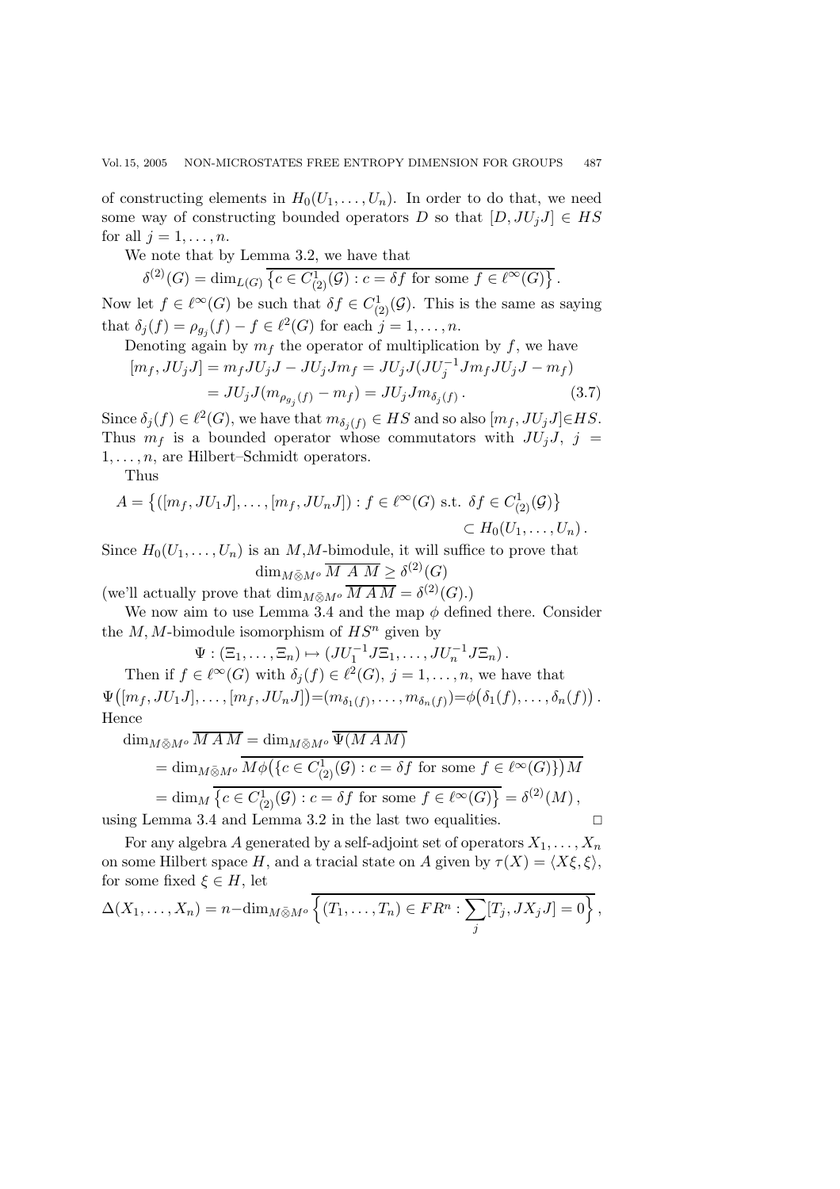of constructing elements in $H_0(U_1,\dots,U_n)$. In order to do that, we need some way of constructing bounded operators $D$ so that $[D, JU_jJ] \in HS$ for all $j = 1,\dots,n$.

We note that by Lemma 3.2, we have that

$$\delta^{(2)}(G) = \dim_{L(G)} \overline{\left\{c \in C^1_{(2)}(\mathcal{G}) : c = \delta f \text{ for some } f \in \ell^\infty(G)\right\}}\,.$$

Now let $f \in \ell^\infty(G)$ be such that $\delta f \in C^1_{(2)}(\mathcal{G})$. This is the same as saying that $\delta_j(f) = \rho_{g_j}(f) - f \in \ell^2(G)$ for each $j = 1,\dots,n$.

Denoting again by $m_f$ the operator of multiplication by $f$, we have

$$\begin{aligned}[m_f, JU_jJ] &= m_f JU_jJ - JU_jJm_f = JU_jJ(JU_j^{-1}Jm_fJU_jJ - m_f)\\ &= JU_jJ(m_{\rho_{g_j}(f)} - m_f) = JU_jJm_{\delta_j(f)}\,. \end{aligned} \tag{3.7}$$

Since $\delta_j(f) \in \ell^2(G)$, we have that $m_{\delta_j(f)} \in HS$ and so also $[m_f, JU_jJ] \in HS$. Thus $m_f$ is a bounded operator whose commutators with $JU_jJ$, $j = 1,\dots,n$, are Hilbert–Schmidt operators.

Thus

$$A = \left\{([m_f, JU_1J],\dots,[m_f, JU_nJ]) : f \in \ell^\infty(G) \text{ s.t. } \delta f \in C^1_{(2)}(\mathcal{G})\right\} \subset H_0(U_1,\dots,U_n)\,.$$

Since $H_0(U_1,\dots,U_n)$ is an $M$,$M$-bimodule, it will suffice to prove that

$$\dim_{M\bar{\otimes}M^o} \overline{M\ A\ M} \geq \delta^{(2)}(G)$$

(we'll actually prove that $\dim_{M\bar{\otimes}M^o} \overline{M\,A\,M} = \delta^{(2)}(G)$.)

We now aim to use Lemma 3.4 and the map $\phi$ defined there. Consider the $M,M$-bimodule isomorphism of $HS^n$ given by

$$\Psi : (\Xi_1,\dots,\Xi_n) \mapsto (JU_1^{-1}J\Xi_1,\dots,JU_n^{-1}J\Xi_n)\,.$$

Then if $f \in \ell^\infty(G)$ with $\delta_j(f) \in \ell^2(G)$, $j = 1,\dots,n$, we have that $\Psi\big([m_f, JU_1J],\dots,[m_f, JU_nJ]\big) = (m_{\delta_1(f)},\dots,m_{\delta_n(f)}) = \phi\big(\delta_1(f),\dots,\delta_n(f)\big)\,.$ Hence

$$\begin{aligned}\dim_{M\bar{\otimes}M^o} \overline{M\,A\,M} &= \dim_{M\bar{\otimes}M^o} \overline{\Psi(M\,A\,M)}\\ &= \dim_{M\bar{\otimes}M^o} \overline{M\phi\big(\{c \in C^1_{(2)}(\mathcal{G}) : c = \delta f \text{ for some } f \in \ell^\infty(G)\}\big)M}\\ &= \dim_M \overline{\left\{c \in C^1_{(2)}(\mathcal{G}) : c = \delta f \text{ for some } f \in \ell^\infty(G)\right\}} = \delta^{(2)}(M)\,,\end{aligned}$$

using Lemma 3.4 and Lemma 3.2 in the last two equalities. □

For any algebra $A$ generated by a self-adjoint set of operators $X_1,\dots,X_n$ on some Hilbert space $H$, and a tracial state on $A$ given by $\tau(X) = \langle X\xi,\xi\rangle$, for some fixed $\xi \in H$, let

$$\Delta(X_1,\dots,X_n) = n - \dim_{M\bar{\otimes}M^o} \overline{\left\{(T_1,\dots,T_n) \in FR^n : \sum_j [T_j, JX_jJ] = 0\right\}}\,,$$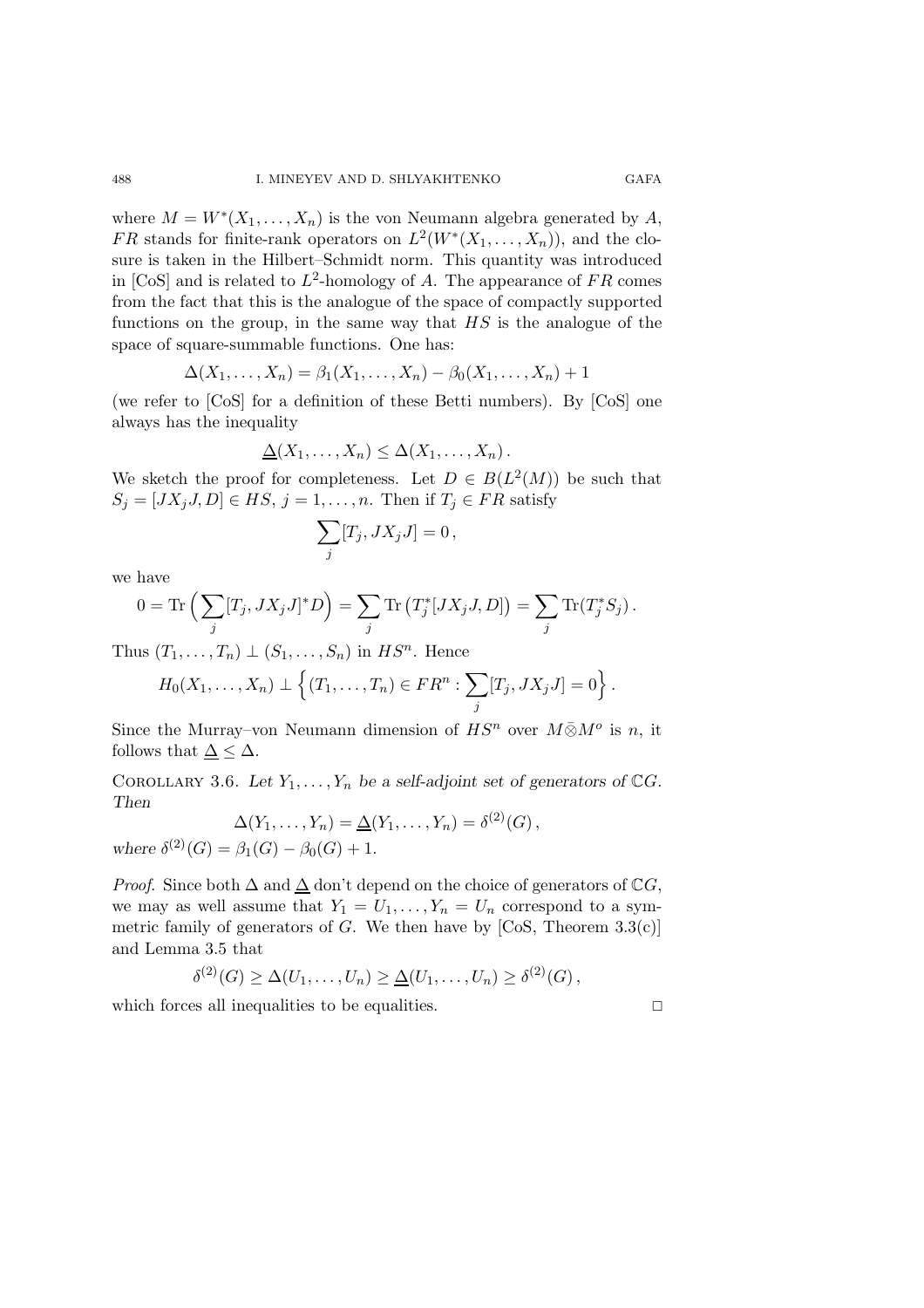where $M = W^*(X_1, \dots, X_n)$ is the von Neumann algebra generated by $A$, $FR$ stands for finite-rank operators on $L^2(W^*(X_1, \dots, X_n))$, and the closure is taken in the Hilbert–Schmidt norm. This quantity was introduced in [CoS] and is related to $L^2$-homology of $A$. The appearance of $FR$ comes from the fact that this is the analogue of the space of compactly supported functions on the group, in the same way that $HS$ is the analogue of the space of square-summable functions. One has:

$$\Delta(X_1, \dots, X_n) = \beta_1(X_1, \dots, X_n) - \beta_0(X_1, \dots, X_n) + 1$$

(we refer to [CoS] for a definition of these Betti numbers). By [CoS] one always has the inequality

$$\underline{\Delta}(X_1, \dots, X_n) \leq \Delta(X_1, \dots, X_n) .$$

We sketch the proof for completeness. Let $D \in B(L^2(M))$ be such that $S_j = [JX_jJ, D] \in HS$, $j = 1, \dots, n$. Then if $T_j \in FR$ satisfy

$$\sum_j [T_j, JX_jJ] = 0 ,$$

we have

$$0 = \operatorname{Tr}\Big(\sum_j [T_j, JX_jJ]^* D\Big) = \sum_j \operatorname{Tr}\big(T_j^*[JX_jJ, D]\big) = \sum_j \operatorname{Tr}(T_j^* S_j) .$$

Thus $(T_1, \dots, T_n) \perp (S_1, \dots, S_n)$ in $HS^n$. Hence

$$H_0(X_1, \dots, X_n) \perp \Big\{(T_1, \dots, T_n) \in FR^n : \sum_j [T_j, JX_jJ] = 0\Big\} .$$

Since the Murray–von Neumann dimension of $HS^n$ over $M \bar{\otimes} M^o$ is $n$, it follows that $\underline{\Delta} \leq \Delta$.

COROLLARY 3.6. *Let $Y_1, \dots, Y_n$ be a self-adjoint set of generators of $\mathbb{C}G$. Then*

$$\Delta(Y_1, \dots, Y_n) = \underline{\Delta}(Y_1, \dots, Y_n) = \delta^{(2)}(G) ,$$

*where $\delta^{(2)}(G) = \beta_1(G) - \beta_0(G) + 1$.*

*Proof.* Since both $\Delta$ and $\underline{\Delta}$ don't depend on the choice of generators of $\mathbb{C}G$, we may as well assume that $Y_1 = U_1, \dots, Y_n = U_n$ correspond to a symmetric family of generators of $G$. We then have by [CoS, Theorem 3.3(c)] and Lemma 3.5 that

$$\delta^{(2)}(G) \geq \Delta(U_1, \dots, U_n) \geq \underline{\Delta}(U_1, \dots, U_n) \geq \delta^{(2)}(G) ,$$

which forces all inequalities to be equalities. $\square$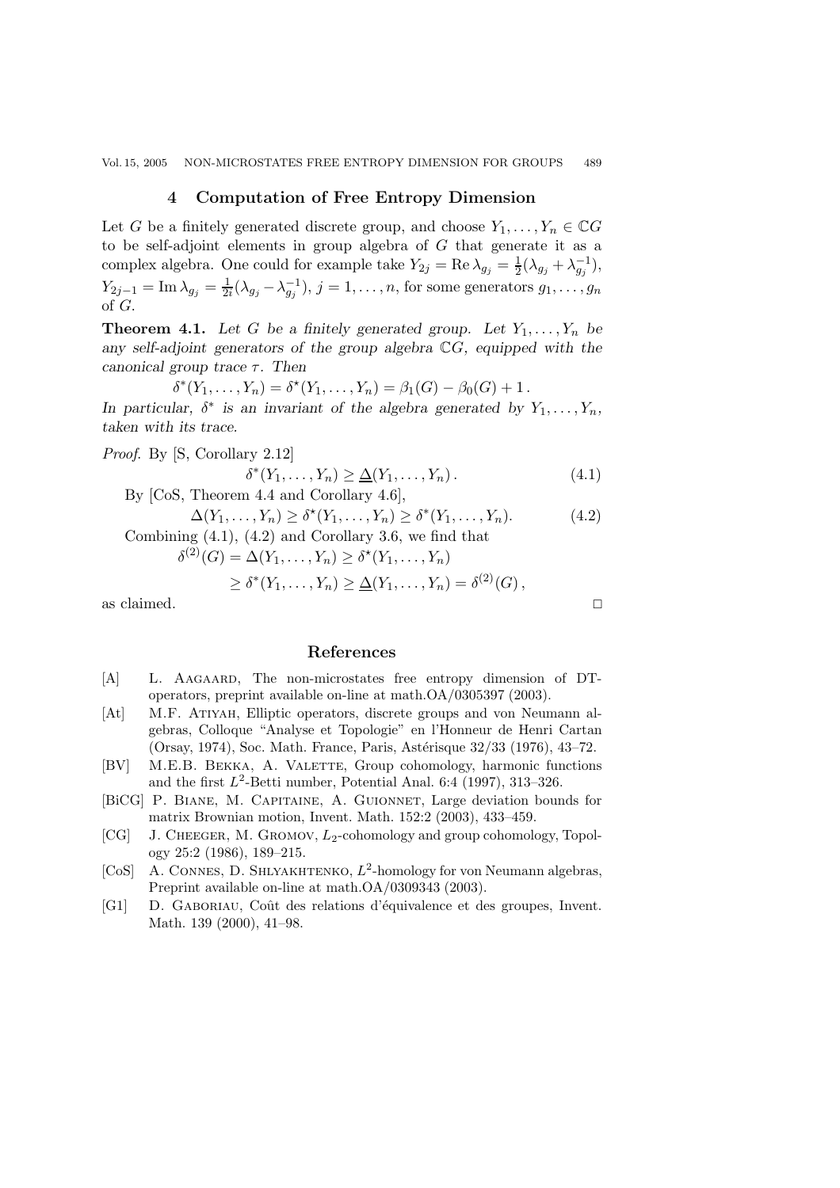## 4 Computation of Free Entropy Dimension

Let $G$ be a finitely generated discrete group, and choose $Y_1, \dots, Y_n \in \mathbb{C}G$ to be self-adjoint elements in group algebra of $G$ that generate it as a complex algebra. One could for example take $Y_{2j} = \operatorname{Re} \lambda_{g_j} = \frac{1}{2}(\lambda_{g_j} + \lambda_{g_j}^{-1})$, $Y_{2j-1} = \operatorname{Im} \lambda_{g_j} = \frac{1}{2i}(\lambda_{g_j} - \lambda_{g_j}^{-1})$, $j = 1, \dots, n$, for some generators $g_1, \dots, g_n$ of $G$.

**Theorem 4.1.** *Let $G$ be a finitely generated group. Let $Y_1, \dots, Y_n$ be any self-adjoint generators of the group algebra $\mathbb{C}G$, equipped with the canonical group trace $\tau$. Then*

$$\delta^*(Y_1, \dots, Y_n) = \delta^\star(Y_1, \dots, Y_n) = \beta_1(G) - \beta_0(G) + 1\,.$$

*In particular, $\delta^*$ is an invariant of the algebra generated by $Y_1, \dots, Y_n$, taken with its trace.*

*Proof.* By [S, Corollary 2.12]

$$\delta^*(Y_1, \dots, Y_n) \geq \underline{\Delta}(Y_1, \dots, Y_n)\,. \tag{4.1}$$

By [CoS, Theorem 4.4 and Corollary 4.6],

$$\Delta(Y_1, \dots, Y_n) \geq \delta^\star(Y_1, \dots, Y_n) \geq \delta^*(Y_1, \dots, Y_n). \tag{4.2}$$

Combining (4.1), (4.2) and Corollary 3.6, we find that

$$\begin{aligned} \delta^{(2)}(G) = \Delta(Y_1, \dots, Y_n) &\geq \delta^\star(Y_1, \dots, Y_n) \\ &\geq \delta^*(Y_1, \dots, Y_n) \geq \underline{\Delta}(Y_1, \dots, Y_n) = \delta^{(2)}(G)\,, \end{aligned}$$

as claimed. □

## References

[A] L. Aagaard, The non-microstates free entropy dimension of DT-operators, preprint available on-line at math.OA/0305397 (2003).

[At] M.F. Atiyah, Elliptic operators, discrete groups and von Neumann algebras, Colloque "Analyse et Topologie" en l'Honneur de Henri Cartan (Orsay, 1974), Soc. Math. France, Paris, Astérisque 32/33 (1976), 43–72.

[BV] M.E.B. Bekka, A. Valette, Group cohomology, harmonic functions and the first $L^2$-Betti number, Potential Anal. 6:4 (1997), 313–326.

[BiCG] P. Biane, M. Capitaine, A. Guionnet, Large deviation bounds for matrix Brownian motion, Invent. Math. 152:2 (2003), 433–459.

[CG] J. Cheeger, M. Gromov, $L_2$-cohomology and group cohomology, Topology 25:2 (1986), 189–215.

[CoS] A. Connes, D. Shlyakhtenko, $L^2$-homology for von Neumann algebras, Preprint available on-line at math.OA/0309343 (2003).

[G1] D. Gaboriau, Coût des relations d'équivalence et des groupes, Invent. Math. 139 (2000), 41–98.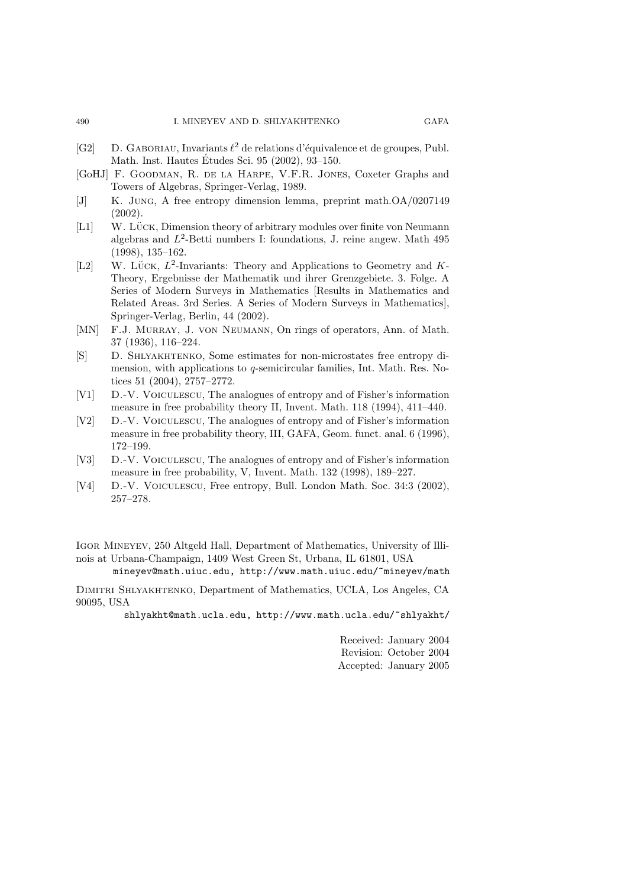[G2] D. Gaboriau, Invariants $\ell^2$ de relations d'équivalence et de groupes, Publ. Math. Inst. Hautes Études Sci. 95 (2002), 93–150.

[GoHJ] F. Goodman, R. de la Harpe, V.F.R. Jones, Coxeter Graphs and Towers of Algebras, Springer-Verlag, 1989.

[J] K. Jung, A free entropy dimension lemma, preprint math.OA/0207149 (2002).

[L1] W. Lück, Dimension theory of arbitrary modules over finite von Neumann algebras and $L^2$-Betti numbers I: foundations, J. reine angew. Math 495 (1998), 135–162.

[L2] W. Lück, $L^2$-Invariants: Theory and Applications to Geometry and $K$-Theory, Ergebnisse der Mathematik und ihrer Grenzgebiete. 3. Folge. A Series of Modern Surveys in Mathematics [Results in Mathematics and Related Areas. 3rd Series. A Series of Modern Surveys in Mathematics], Springer-Verlag, Berlin, 44 (2002).

[MN] F.J. Murray, J. von Neumann, On rings of operators, Ann. of Math. 37 (1936), 116–224.

[S] D. Shlyakhtenko, Some estimates for non-microstates free entropy dimension, with applications to $q$-semicircular families, Int. Math. Res. Notices 51 (2004), 2757–2772.

[V1] D.-V. Voiculescu, The analogues of entropy and of Fisher's information measure in free probability theory II, Invent. Math. 118 (1994), 411–440.

[V2] D.-V. Voiculescu, The analogues of entropy and of Fisher's information measure in free probability theory, III, GAFA, Geom. funct. anal. 6 (1996), 172–199.

[V3] D.-V. Voiculescu, The analogues of entropy and of Fisher's information measure in free probability, V, Invent. Math. 132 (1998), 189–227.

[V4] D.-V. Voiculescu, Free entropy, Bull. London Math. Soc. 34:3 (2002), 257–278.

Igor Mineyev, 250 Altgeld Hall, Department of Mathematics, University of Illinois at Urbana-Champaign, 1409 West Green St, Urbana, IL 61801, USA
mineyev@math.uiuc.edu, http://www.math.uiuc.edu/~mineyev/math

Dimitri Shlyakhtenko, Department of Mathematics, UCLA, Los Angeles, CA 90095, USA
shlyakht@math.ucla.edu, http://www.math.ucla.edu/~shlyakht/

Received: January 2004
Revision: October 2004
Accepted: January 2005